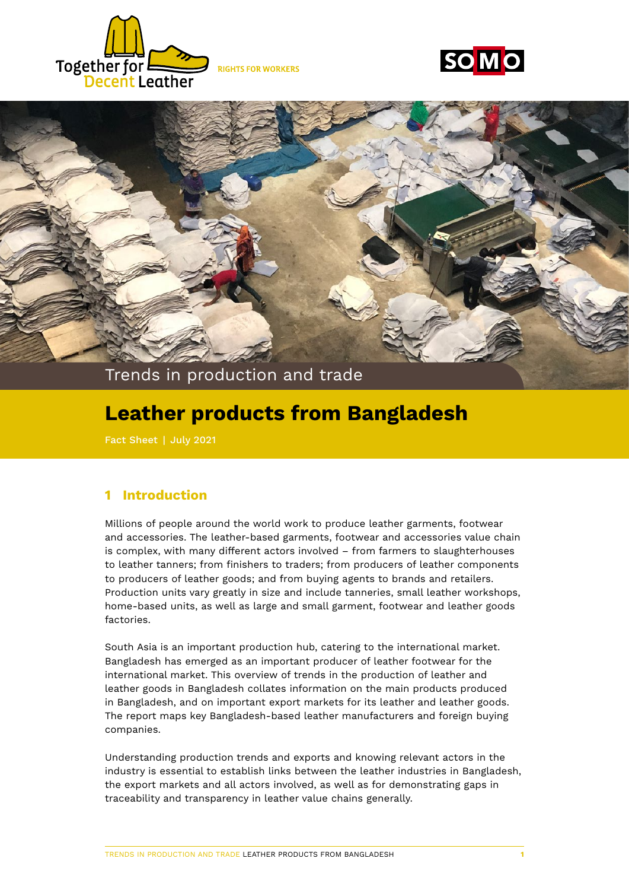Together for Decent Leather

RIGHTS FOR WORKERS

SOMO

Trends in production and trade

# Leather products from Bangladesh

Fact Sheet | July 2021

## 1 Introduction

Millions of people around the world work to produce leather garments, footwear and accessories. The leather-based garments, footwear and accessories value chain is complex, with many different actors involved – from farmers to slaughterhouses to leather tanners; from finishers to traders; from producers of leather components to producers of leather goods; and from buying agents to brands and retailers. Production units vary greatly in size and include tanneries, small leather workshops, home-based units, as well as large and small garment, footwear and leather goods factories.

South Asia is an important production hub, catering to the international market. Bangladesh has emerged as an important producer of leather footwear for the international market. This overview of trends in the production of leather and leather goods in Bangladesh collates information on the main products produced in Bangladesh, and on important export markets for its leather and leather goods. The report maps key Bangladesh-based leather manufacturers and foreign buying companies.

Understanding production trends and exports and knowing relevant actors in the industry is essential to establish links between the leather industries in Bangladesh, the export markets and all actors involved, as well as for demonstrating gaps in traceability and transparency in leather value chains generally.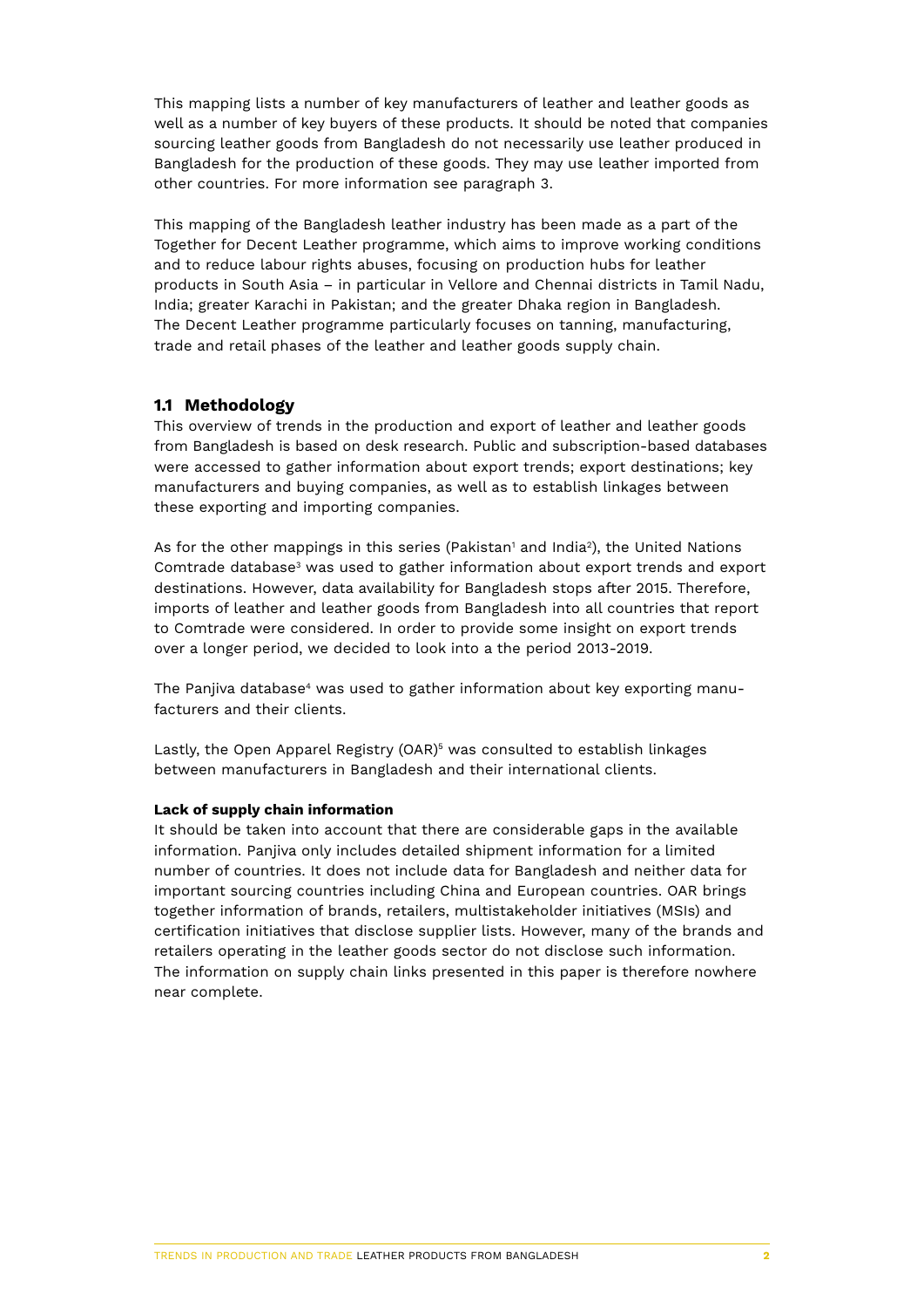This mapping lists a number of key manufacturers of leather and leather goods as well as a number of key buyers of these products. It should be noted that companies sourcing leather goods from Bangladesh do not necessarily use leather produced in Bangladesh for the production of these goods. They may use leather imported from other countries. For more information see paragraph 3.

This mapping of the Bangladesh leather industry has been made as a part of the Together for Decent Leather programme, which aims to improve working conditions and to reduce labour rights abuses, focusing on production hubs for leather products in South Asia – in particular in Vellore and Chennai districts in Tamil Nadu, India; greater Karachi in Pakistan; and the greater Dhaka region in Bangladesh. The Decent Leather programme particularly focuses on tanning, manufacturing, trade and retail phases of the leather and leather goods supply chain.

### 1.1 Methodology

This overview of trends in the production and export of leather and leather goods from Bangladesh is based on desk research. Public and subscription-based databases were accessed to gather information about export trends; export destinations; key manufacturers and buying companies, as well as to establish linkages between these exporting and importing companies.

As for the other mappings in this series (Pakistan[1] and India[2]), the United Nations Comtrade database[3] was used to gather information about export trends and export destinations. However, data availability for Bangladesh stops after 2015. Therefore, imports of leather and leather goods from Bangladesh into all countries that report to Comtrade were considered. In order to provide some insight on export trends over a longer period, we decided to look into a the period 2013-2019.

The Panjiva database[4] was used to gather information about key exporting manufacturers and their clients.

Lastly, the Open Apparel Registry (OAR)[5] was consulted to establish linkages between manufacturers in Bangladesh and their international clients.

**Lack of supply chain information**

It should be taken into account that there are considerable gaps in the available information. Panjiva only includes detailed shipment information for a limited number of countries. It does not include data for Bangladesh and neither data for important sourcing countries including China and European countries. OAR brings together information of brands, retailers, multistakeholder initiatives (MSIs) and certification initiatives that disclose supplier lists. However, many of the brands and retailers operating in the leather goods sector do not disclose such information. The information on supply chain links presented in this paper is therefore nowhere near complete.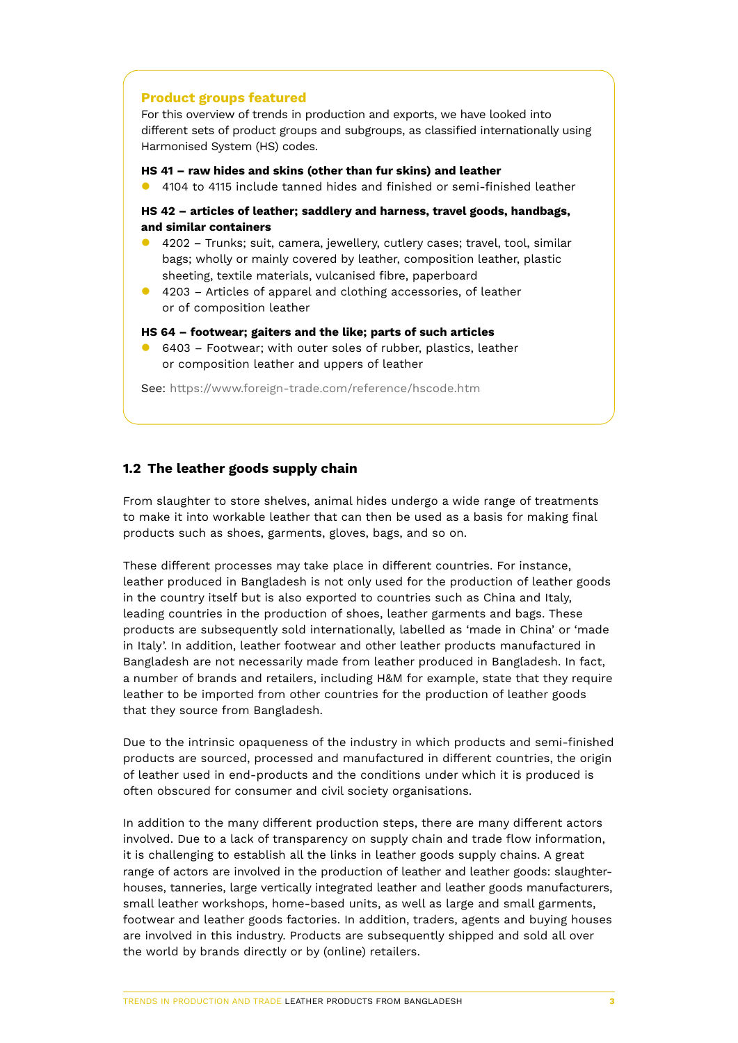**Product groups featured**

For this overview of trends in production and exports, we have looked into different sets of product groups and subgroups, as classified internationally using Harmonised System (HS) codes.

**HS 41 – raw hides and skins (other than fur skins) and leather**

- 4104 to 4115 include tanned hides and finished or semi-finished leather

**HS 42 – articles of leather; saddlery and harness, travel goods, handbags, and similar containers**

- 4202 – Trunks; suit, camera, jewellery, cutlery cases; travel, tool, similar bags; wholly or mainly covered by leather, composition leather, plastic sheeting, textile materials, vulcanised fibre, paperboard
- 4203 – Articles of apparel and clothing accessories, of leather or of composition leather

**HS 64 – footwear; gaiters and the like; parts of such articles**

- 6403 – Footwear; with outer soles of rubber, plastics, leather or composition leather and uppers of leather

See: https://www.foreign-trade.com/reference/hscode.htm

## 1.2 The leather goods supply chain

From slaughter to store shelves, animal hides undergo a wide range of treatments to make it into workable leather that can then be used as a basis for making final products such as shoes, garments, gloves, bags, and so on.

These different processes may take place in different countries. For instance, leather produced in Bangladesh is not only used for the production of leather goods in the country itself but is also exported to countries such as China and Italy, leading countries in the production of shoes, leather garments and bags. These products are subsequently sold internationally, labelled as 'made in China' or 'made in Italy'. In addition, leather footwear and other leather products manufactured in Bangladesh are not necessarily made from leather produced in Bangladesh. In fact, a number of brands and retailers, including H&M for example, state that they require leather to be imported from other countries for the production of leather goods that they source from Bangladesh.

Due to the intrinsic opaqueness of the industry in which products and semi-finished products are sourced, processed and manufactured in different countries, the origin of leather used in end-products and the conditions under which it is produced is often obscured for consumer and civil society organisations.

In addition to the many different production steps, there are many different actors involved. Due to a lack of transparency on supply chain and trade flow information, it is challenging to establish all the links in leather goods supply chains. A great range of actors are involved in the production of leather and leather goods: slaughter-houses, tanneries, large vertically integrated leather and leather goods manufacturers, small leather workshops, home-based units, as well as large and small garments, footwear and leather goods factories. In addition, traders, agents and buying houses are involved in this industry. Products are subsequently shipped and sold all over the world by brands directly or by (online) retailers.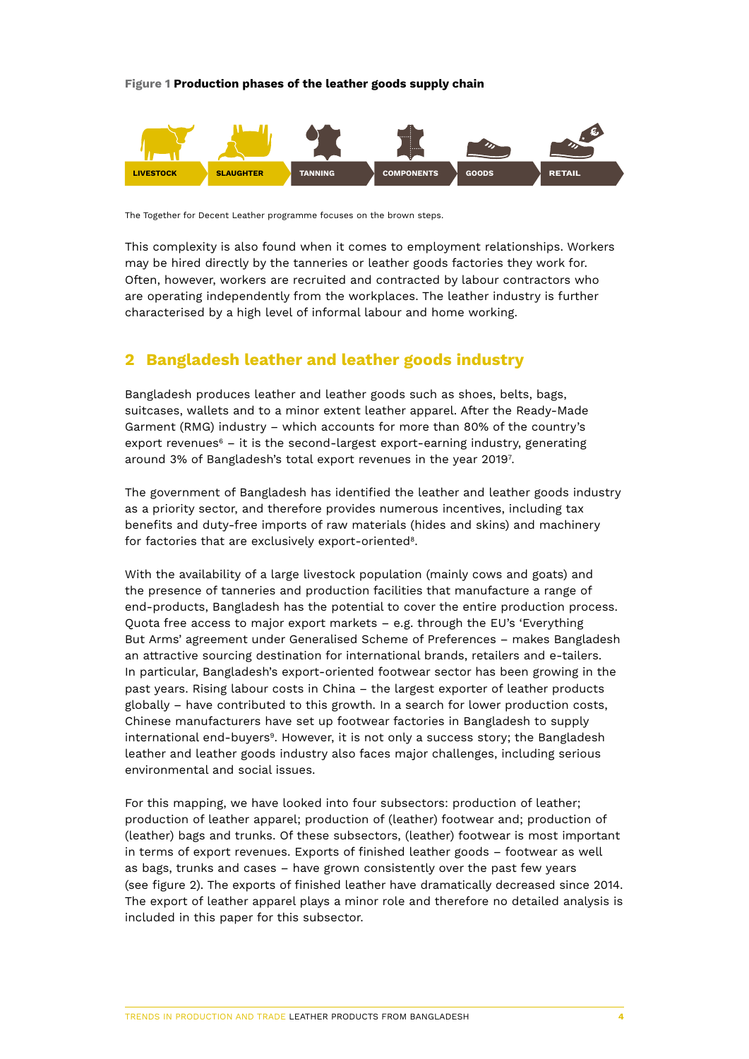**Figure 1 Production phases of the leather goods supply chain**

LIVESTOCK | SLAUGHTER | TANNING | COMPONENTS | GOODS | RETAIL

The Together for Decent Leather programme focuses on the brown steps.

This complexity is also found when it comes to employment relationships. Workers may be hired directly by the tanneries or leather goods factories they work for. Often, however, workers are recruited and contracted by labour contractors who are operating independently from the workplaces. The leather industry is further characterised by a high level of informal labour and home working.

## 2 Bangladesh leather and leather goods industry

Bangladesh produces leather and leather goods such as shoes, belts, bags, suitcases, wallets and to a minor extent leather apparel. After the Ready-Made Garment (RMG) industry – which accounts for more than 80% of the country's export revenues[6] – it is the second-largest export-earning industry, generating around 3% of Bangladesh's total export revenues in the year 2019[7].

The government of Bangladesh has identified the leather and leather goods industry as a priority sector, and therefore provides numerous incentives, including tax benefits and duty-free imports of raw materials (hides and skins) and machinery for factories that are exclusively export-oriented[8].

With the availability of a large livestock population (mainly cows and goats) and the presence of tanneries and production facilities that manufacture a range of end-products, Bangladesh has the potential to cover the entire production process. Quota free access to major export markets – e.g. through the EU's 'Everything But Arms' agreement under Generalised Scheme of Preferences – makes Bangladesh an attractive sourcing destination for international brands, retailers and e-tailers. In particular, Bangladesh's export-oriented footwear sector has been growing in the past years. Rising labour costs in China – the largest exporter of leather products globally – have contributed to this growth. In a search for lower production costs, Chinese manufacturers have set up footwear factories in Bangladesh to supply international end-buyers[9]. However, it is not only a success story; the Bangladesh leather and leather goods industry also faces major challenges, including serious environmental and social issues.

For this mapping, we have looked into four subsectors: production of leather; production of leather apparel; production of (leather) footwear and; production of (leather) bags and trunks. Of these subsectors, (leather) footwear is most important in terms of export revenues. Exports of finished leather goods – footwear as well as bags, trunks and cases – have grown consistently over the past few years (see figure 2). The exports of finished leather have dramatically decreased since 2014. The export of leather apparel plays a minor role and therefore no detailed analysis is included in this paper for this subsector.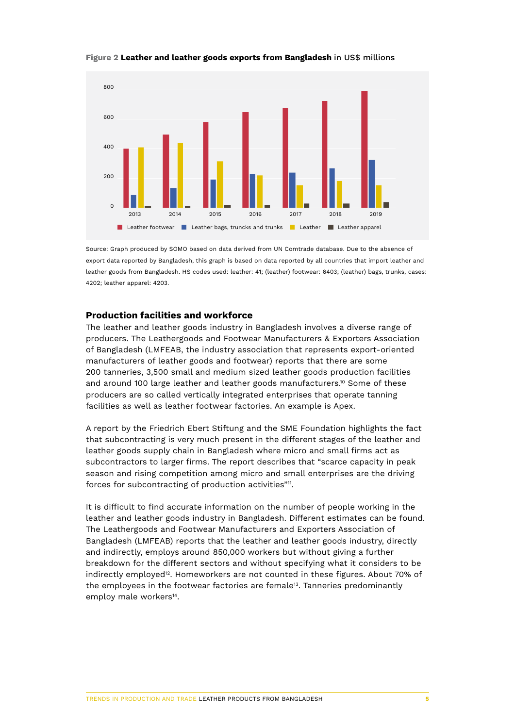**Figure 2 Leather and leather goods exports from Bangladesh** in US$ millions

Source: Graph produced by SOMO based on data derived from UN Comtrade database. Due to the absence of export data reported by Bangladesh, this graph is based on data reported by all countries that import leather and leather goods from Bangladesh. HS codes used: leather: 41; (leather) footwear: 6403; (leather) bags, trunks, cases: 4202; leather apparel: 4203.

## Production facilities and workforce

The leather and leather goods industry in Bangladesh involves a diverse range of producers. The Leathergoods and Footwear Manufacturers & Exporters Association of Bangladesh (LMFEAB, the industry association that represents export-oriented manufacturers of leather goods and footwear) reports that there are some 200 tanneries, 3,500 small and medium sized leather goods production facilities and around 100 large leather and leather goods manufacturers.[10] Some of these producers are so called vertically integrated enterprises that operate tanning facilities as well as leather footwear factories. An example is Apex.

A report by the Friedrich Ebert Stiftung and the SME Foundation highlights the fact that subcontracting is very much present in the different stages of the leather and leather goods supply chain in Bangladesh where micro and small firms act as subcontractors to larger firms. The report describes that "scarce capacity in peak season and rising competition among micro and small enterprises are the driving forces for subcontracting of production activities"[11].

It is difficult to find accurate information on the number of people working in the leather and leather goods industry in Bangladesh. Different estimates can be found. The Leathergoods and Footwear Manufacturers and Exporters Association of Bangladesh (LMFEAB) reports that the leather and leather goods industry, directly and indirectly, employs around 850,000 workers but without giving a further breakdown for the different sectors and without specifying what it considers to be indirectly employed[12]. Homeworkers are not counted in these figures. About 70% of the employees in the footwear factories are female[13]. Tanneries predominantly employ male workers[14].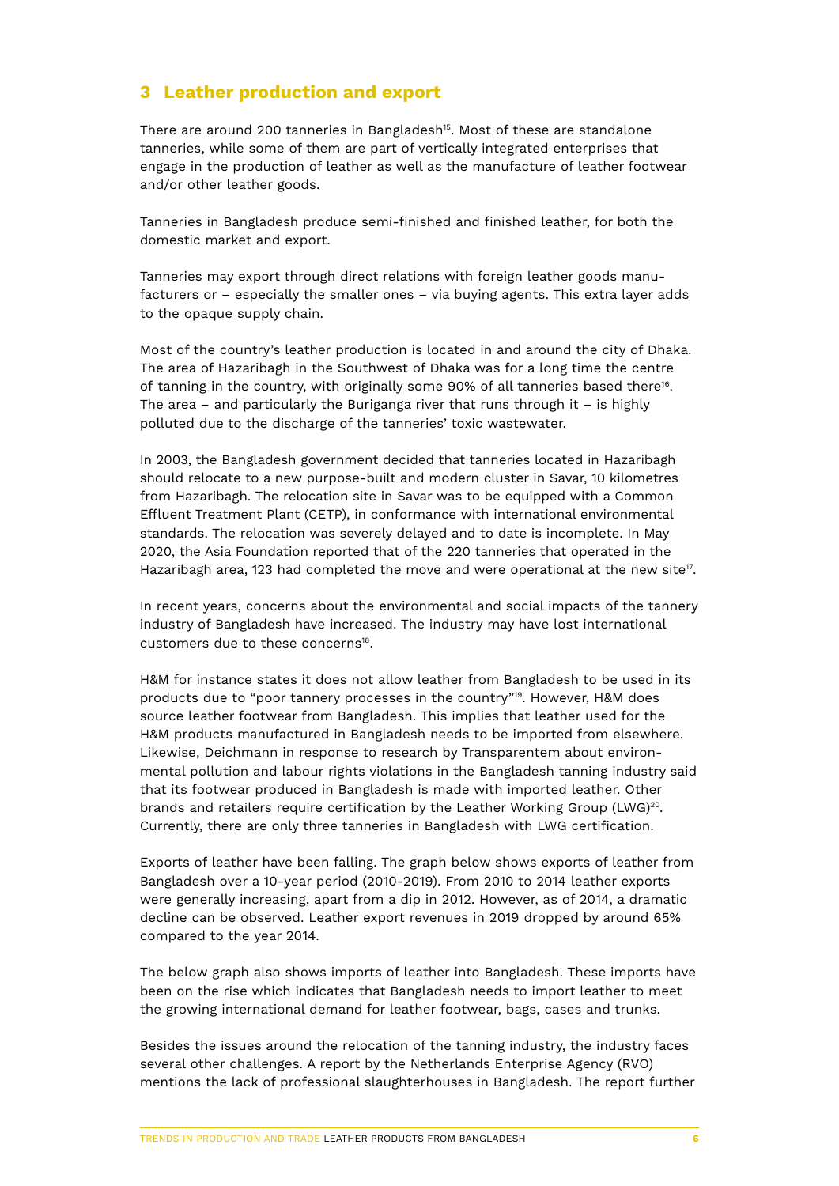## 3 Leather production and export

There are around 200 tanneries in Bangladesh[15]. Most of these are standalone tanneries, while some of them are part of vertically integrated enterprises that engage in the production of leather as well as the manufacture of leather footwear and/or other leather goods.

Tanneries in Bangladesh produce semi-finished and finished leather, for both the domestic market and export.

Tanneries may export through direct relations with foreign leather goods manufacturers or – especially the smaller ones – via buying agents. This extra layer adds to the opaque supply chain.

Most of the country's leather production is located in and around the city of Dhaka. The area of Hazaribagh in the Southwest of Dhaka was for a long time the centre of tanning in the country, with originally some 90% of all tanneries based there[16]. The area – and particularly the Buriganga river that runs through it – is highly polluted due to the discharge of the tanneries' toxic wastewater.

In 2003, the Bangladesh government decided that tanneries located in Hazaribagh should relocate to a new purpose-built and modern cluster in Savar, 10 kilometres from Hazaribagh. The relocation site in Savar was to be equipped with a Common Effluent Treatment Plant (CETP), in conformance with international environmental standards. The relocation was severely delayed and to date is incomplete. In May 2020, the Asia Foundation reported that of the 220 tanneries that operated in the Hazaribagh area, 123 had completed the move and were operational at the new site[17].

In recent years, concerns about the environmental and social impacts of the tannery industry of Bangladesh have increased. The industry may have lost international customers due to these concerns[18].

H&M for instance states it does not allow leather from Bangladesh to be used in its products due to "poor tannery processes in the country"[19]. However, H&M does source leather footwear from Bangladesh. This implies that leather used for the H&M products manufactured in Bangladesh needs to be imported from elsewhere. Likewise, Deichmann in response to research by Transparentem about environmental pollution and labour rights violations in the Bangladesh tanning industry said that its footwear produced in Bangladesh is made with imported leather. Other brands and retailers require certification by the Leather Working Group (LWG)[20]. Currently, there are only three tanneries in Bangladesh with LWG certification.

Exports of leather have been falling. The graph below shows exports of leather from Bangladesh over a 10-year period (2010-2019). From 2010 to 2014 leather exports were generally increasing, apart from a dip in 2012. However, as of 2014, a dramatic decline can be observed. Leather export revenues in 2019 dropped by around 65% compared to the year 2014.

The below graph also shows imports of leather into Bangladesh. These imports have been on the rise which indicates that Bangladesh needs to import leather to meet the growing international demand for leather footwear, bags, cases and trunks.

Besides the issues around the relocation of the tanning industry, the industry faces several other challenges. A report by the Netherlands Enterprise Agency (RVO) mentions the lack of professional slaughterhouses in Bangladesh. The report further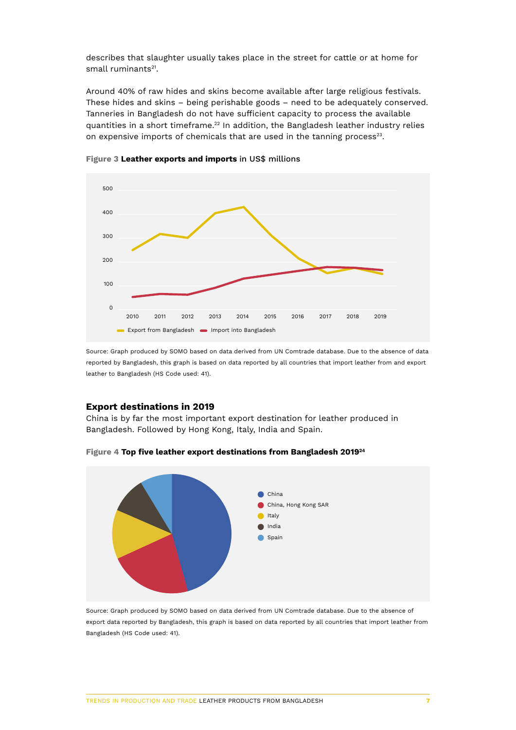describes that slaughter usually takes place in the street for cattle or at home for small ruminants[21].

Around 40% of raw hides and skins become available after large religious festivals. These hides and skins – being perishable goods – need to be adequately conserved. Tanneries in Bangladesh do not have sufficient capacity to process the available quantities in a short timeframe.[22] In addition, the Bangladesh leather industry relies on expensive imports of chemicals that are used in the tanning process[23].

**Figure 3 Leather exports and imports** in US$ millions

Source: Graph produced by SOMO based on data derived from UN Comtrade database. Due to the absence of data reported by Bangladesh, this graph is based on data reported by all countries that import leather from and export leather to Bangladesh (HS Code used: 41).

### Export destinations in 2019

China is by far the most important export destination for leather produced in Bangladesh. Followed by Hong Kong, Italy, India and Spain.

**Figure 4 Top five leather export destinations from Bangladesh 2019**[24]

Source: Graph produced by SOMO based on data derived from UN Comtrade database. Due to the absence of export data reported by Bangladesh, this graph is based on data reported by all countries that import leather from Bangladesh (HS Code used: 41).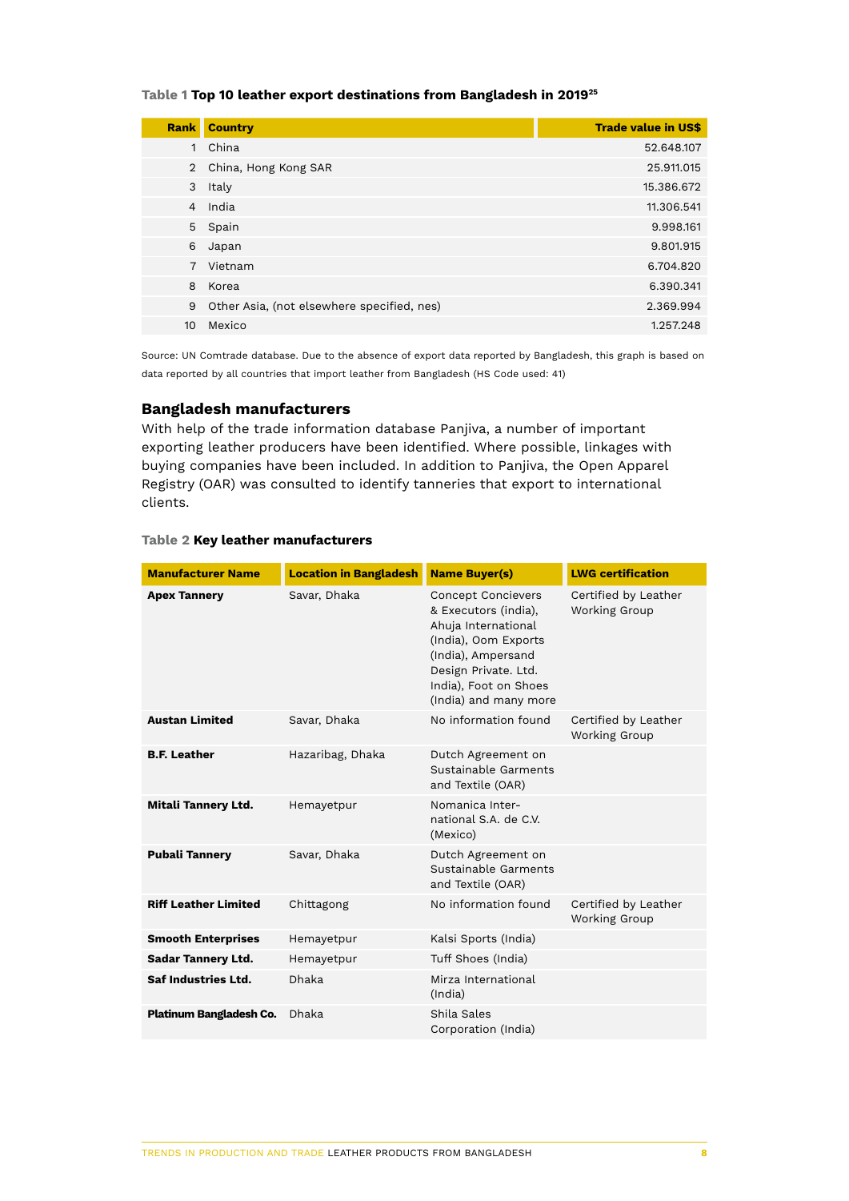**Table 1 Top 10 leather export destinations from Bangladesh in 2019**[25]

| Rank | Country | Trade value in US$ |
|---|---|---|
| 1 | China | 52.648.107 |
| 2 | China, Hong Kong SAR | 25.911.015 |
| 3 | Italy | 15.386.672 |
| 4 | India | 11.306.541 |
| 5 | Spain | 9.998.161 |
| 6 | Japan | 9.801.915 |
| 7 | Vietnam | 6.704.820 |
| 8 | Korea | 6.390.341 |
| 9 | Other Asia, (not elsewhere specified, nes) | 2.369.994 |
| 10 | Mexico | 1.257.248 |

Source: UN Comtrade database. Due to the absence of export data reported by Bangladesh, this graph is based on data reported by all countries that import leather from Bangladesh (HS Code used: 41)

## Bangladesh manufacturers

With help of the trade information database Panjiva, a number of important exporting leather producers have been identified. Where possible, linkages with buying companies have been included. In addition to Panjiva, the Open Apparel Registry (OAR) was consulted to identify tanneries that export to international clients.

**Table 2 Key leather manufacturers**

| Manufacturer Name | Location in Bangladesh | Name Buyer(s) | LWG certification |
|---|---|---|---|
| **Apex Tannery** | Savar, Dhaka | Concept Concievers & Executors (india), Ahuja International (India), Oom Exports (India), Ampersand Design Private. Ltd. India), Foot on Shoes (India) and many more | Certified by Leather Working Group |
| **Austan Limited** | Savar, Dhaka | No information found | Certified by Leather Working Group |
| **B.F. Leather** | Hazaribag, Dhaka | Dutch Agreement on Sustainable Garments and Textile (OAR) | |
| **Mitali Tannery Ltd.** | Hemayetpur | Nomanica Inter-national S.A. de C.V. (Mexico) | |
| **Pubali Tannery** | Savar, Dhaka | Dutch Agreement on Sustainable Garments and Textile (OAR) | |
| **Riff Leather Limited** | Chittagong | No information found | Certified by Leather Working Group |
| **Smooth Enterprises** | Hemayetpur | Kalsi Sports (India) | |
| **Sadar Tannery Ltd.** | Hemayetpur | Tuff Shoes (India) | |
| **Saf Industries Ltd.** | Dhaka | Mirza International (India) | |
| **Platinum Bangladesh Co.** | Dhaka | Shila Sales Corporation (India) | |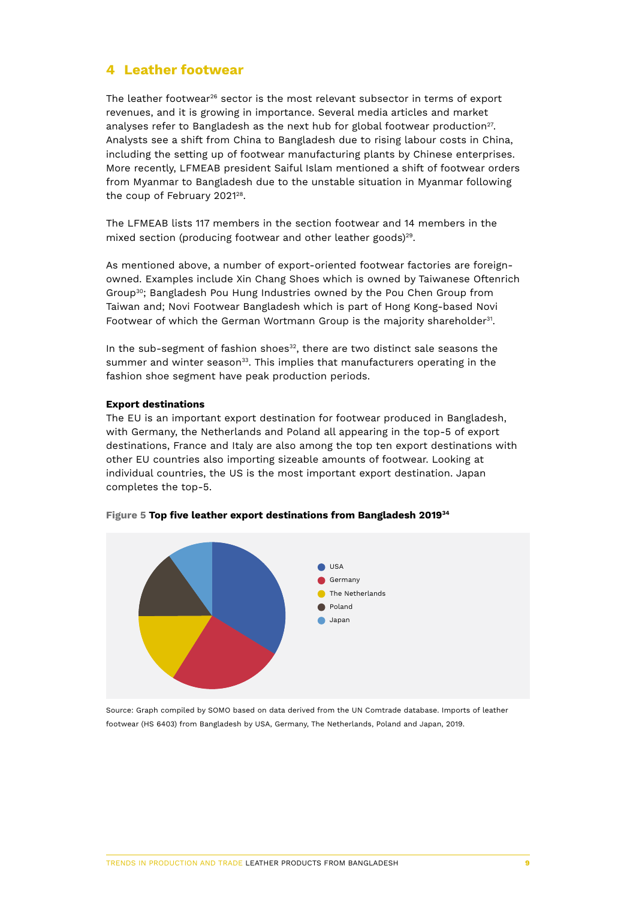## 4 Leather footwear

The leather footwear[26] sector is the most relevant subsector in terms of export revenues, and it is growing in importance. Several media articles and market analyses refer to Bangladesh as the next hub for global footwear production[27]. Analysts see a shift from China to Bangladesh due to rising labour costs in China, including the setting up of footwear manufacturing plants by Chinese enterprises. More recently, LFMEAB president Saiful Islam mentioned a shift of footwear orders from Myanmar to Bangladesh due to the unstable situation in Myanmar following the coup of February 2021[28].

The LFMEAB lists 117 members in the section footwear and 14 members in the mixed section (producing footwear and other leather goods)[29].

As mentioned above, a number of export-oriented footwear factories are foreign-owned. Examples include Xin Chang Shoes which is owned by Taiwanese Oftenrich Group[30]; Bangladesh Pou Hung Industries owned by the Pou Chen Group from Taiwan and; Novi Footwear Bangladesh which is part of Hong Kong-based Novi Footwear of which the German Wortmann Group is the majority shareholder[31].

In the sub-segment of fashion shoes[32], there are two distinct sale seasons the summer and winter season[33]. This implies that manufacturers operating in the fashion shoe segment have peak production periods.

**Export destinations**

The EU is an important export destination for footwear produced in Bangladesh, with Germany, the Netherlands and Poland all appearing in the top-5 of export destinations, France and Italy are also among the top ten export destinations with other EU countries also importing sizeable amounts of footwear. Looking at individual countries, the US is the most important export destination. Japan completes the top-5.

**Figure 5 Top five leather export destinations from Bangladesh 2019**[34]

- USA
- Germany
- The Netherlands
- Poland
- Japan

Source: Graph compiled by SOMO based on data derived from the UN Comtrade database. Imports of leather footwear (HS 6403) from Bangladesh by USA, Germany, The Netherlands, Poland and Japan, 2019.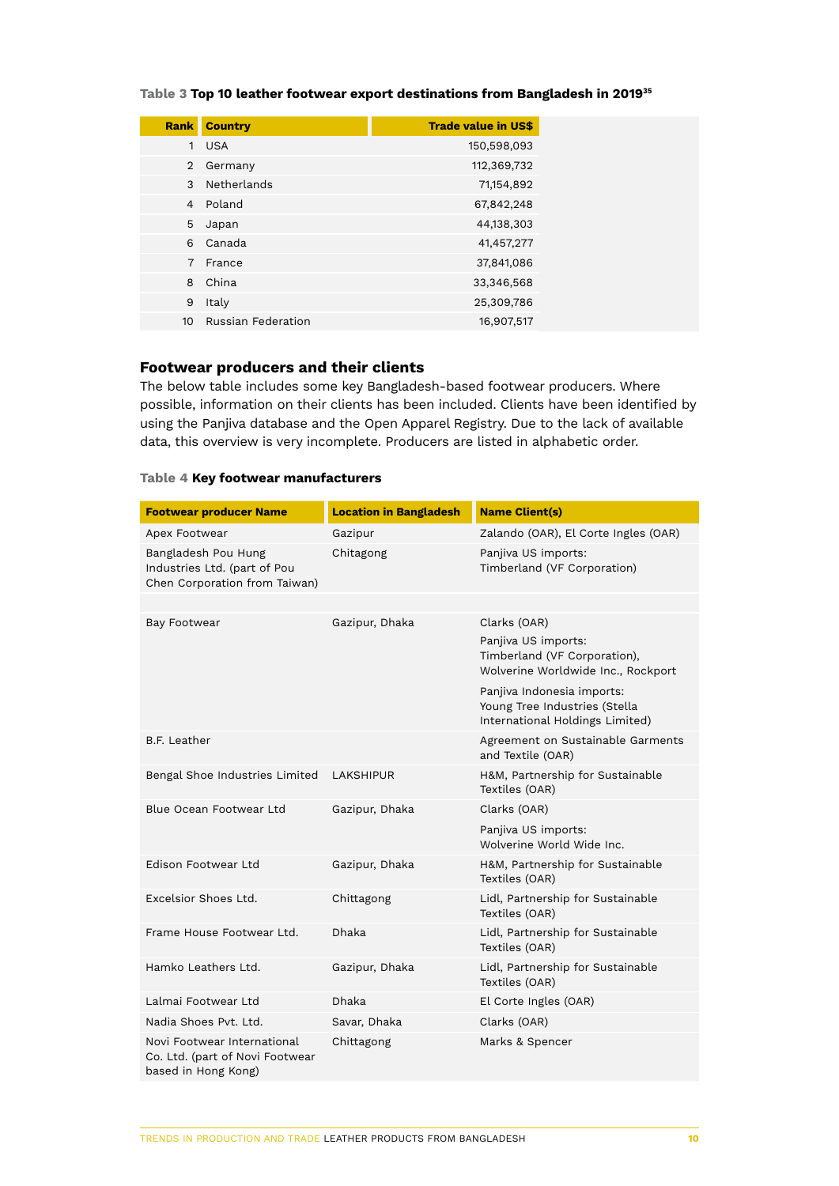**Table 3** Top 10 leather footwear export destinations from Bangladesh in 2019[35]

| Rank | Country | Trade value in US$ |
|---|---|---|
| 1 | USA | 150,598,093 |
| 2 | Germany | 112,369,732 |
| 3 | Netherlands | 71,154,892 |
| 4 | Poland | 67,842,248 |
| 5 | Japan | 44,138,303 |
| 6 | Canada | 41,457,277 |
| 7 | France | 37,841,086 |
| 8 | China | 33,346,568 |
| 9 | Italy | 25,309,786 |
| 10 | Russian Federation | 16,907,517 |

### Footwear producers and their clients

The below table includes some key Bangladesh-based footwear producers. Where possible, information on their clients has been included. Clients have been identified by using the Panjiva database and the Open Apparel Registry. Due to the lack of available data, this overview is very incomplete. Producers are listed in alphabetic order.

**Table 4** Key footwear manufacturers

| Footwear producer Name | Location in Bangladesh | Name Client(s) |
|---|---|---|
| Apex Footwear | Gazipur | Zalando (OAR), El Corte Ingles (OAR) |
| Bangladesh Pou Hung Industries Ltd. (part of Pou Chen Corporation from Taiwan) | Chitagong | Panjiva US imports: Timberland (VF Corporation) |
| Bay Footwear | Gazipur, Dhaka | Clarks (OAR)<br>Panjiva US imports: Timberland (VF Corporation), Wolverine Worldwide Inc., Rockport<br>Panjiva Indonesia imports: Young Tree Industries (Stella International Holdings Limited) |
| B.F. Leather | | Agreement on Sustainable Garments and Textile (OAR) |
| Bengal Shoe Industries Limited | LAKSHIPUR | H&M, Partnership for Sustainable Textiles (OAR) |
| Blue Ocean Footwear Ltd | Gazipur, Dhaka | Clarks (OAR)<br>Panjiva US imports: Wolverine World Wide Inc. |
| Edison Footwear Ltd | Gazipur, Dhaka | H&M, Partnership for Sustainable Textiles (OAR) |
| Excelsior Shoes Ltd. | Chittagong | Lidl, Partnership for Sustainable Textiles (OAR) |
| Frame House Footwear Ltd. | Dhaka | Lidl, Partnership for Sustainable Textiles (OAR) |
| Hamko Leathers Ltd. | Gazipur, Dhaka | Lidl, Partnership for Sustainable Textiles (OAR) |
| Lalmai Footwear Ltd | Dhaka | El Corte Ingles (OAR) |
| Nadia Shoes Pvt. Ltd. | Savar, Dhaka | Clarks (OAR) |
| Novi Footwear International Co. Ltd. (part of Novi Footwear based in Hong Kong) | Chittagong | Marks & Spencer |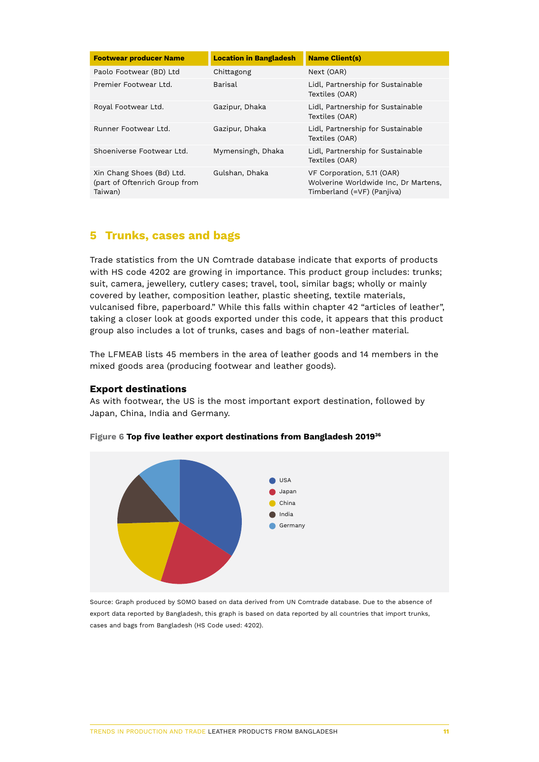| Footwear producer Name | Location in Bangladesh | Name Client(s) |
|---|---|---|
| Paolo Footwear (BD) Ltd | Chittagong | Next (OAR) |
| Premier Footwear Ltd. | Barisal | Lidl, Partnership for Sustainable Textiles (OAR) |
| Royal Footwear Ltd. | Gazipur, Dhaka | Lidl, Partnership for Sustainable Textiles (OAR) |
| Runner Footwear Ltd. | Gazipur, Dhaka | Lidl, Partnership for Sustainable Textiles (OAR) |
| Shoeniverse Footwear Ltd. | Mymensingh, Dhaka | Lidl, Partnership for Sustainable Textiles (OAR) |
| Xin Chang Shoes (Bd) Ltd. (part of Oftenrich Group from Taiwan) | Gulshan, Dhaka | VF Corporation, 5.11 (OAR) Wolverine Worldwide Inc, Dr Martens, Timberland (=VF) (Panjiva) |

## 5 Trunks, cases and bags

Trade statistics from the UN Comtrade database indicate that exports of products with HS code 4202 are growing in importance. This product group includes: trunks; suit, camera, jewellery, cutlery cases; travel, tool, similar bags; wholly or mainly covered by leather, composition leather, plastic sheeting, textile materials, vulcanised fibre, paperboard." While this falls within chapter 42 "articles of leather", taking a closer look at goods exported under this code, it appears that this product group also includes a lot of trunks, cases and bags of non-leather material.

The LFMEAB lists 45 members in the area of leather goods and 14 members in the mixed goods area (producing footwear and leather goods).

### Export destinations

As with footwear, the US is the most important export destination, followed by Japan, China, India and Germany.

**Figure 6 Top five leather export destinations from Bangladesh 2019**[36]

- USA
- Japan
- China
- India
- Germany

Source: Graph produced by SOMO based on data derived from UN Comtrade database. Due to the absence of export data reported by Bangladesh, this graph is based on data reported by all countries that import trunks, cases and bags from Bangladesh (HS Code used: 4202).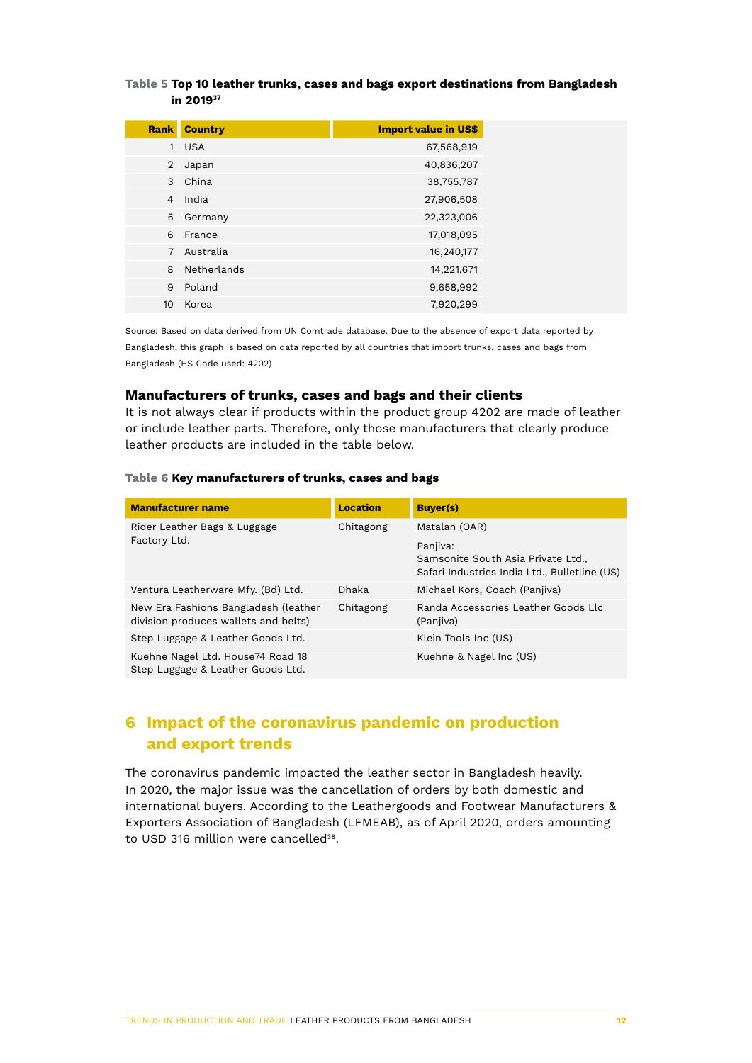**Table 5** **Top 10 leather trunks, cases and bags export destinations from Bangladesh in 2019**[37]

| Rank | Country | Import value in US$ |
|---|---|---|
| 1 | USA | 67,568,919 |
| 2 | Japan | 40,836,207 |
| 3 | China | 38,755,787 |
| 4 | India | 27,906,508 |
| 5 | Germany | 22,323,006 |
| 6 | France | 17,018,095 |
| 7 | Australia | 16,240,177 |
| 8 | Netherlands | 14,221,671 |
| 9 | Poland | 9,658,992 |
| 10 | Korea | 7,920,299 |

Source: Based on data derived from UN Comtrade database. Due to the absence of export data reported by Bangladesh, this graph is based on data reported by all countries that import trunks, cases and bags from Bangladesh (HS Code used: 4202)

### Manufacturers of trunks, cases and bags and their clients

It is not always clear if products within the product group 4202 are made of leather or include leather parts. Therefore, only those manufacturers that clearly produce leather products are included in the table below.

**Table 6** **Key manufacturers of trunks, cases and bags**

| Manufacturer name | Location | Buyer(s) |
|---|---|---|
| Rider Leather Bags & Luggage Factory Ltd. | Chitagong | Matalan (OAR)<br>Panjiva: Samsonite South Asia Private Ltd., Safari Industries India Ltd., Bulletline (US) |
| Ventura Leatherware Mfy. (Bd) Ltd. | Dhaka | Michael Kors, Coach (Panjiva) |
| New Era Fashions Bangladesh (leather division produces wallets and belts) | Chitagong | Randa Accessories Leather Goods Llc (Panjiva) |
| Step Luggage & Leather Goods Ltd. | | Klein Tools Inc (US) |
| Kuehne Nagel Ltd. House74 Road 18 Step Luggage & Leather Goods Ltd. | | Kuehne & Nagel Inc (US) |

## 6 Impact of the coronavirus pandemic on production and export trends

The coronavirus pandemic impacted the leather sector in Bangladesh heavily. In 2020, the major issue was the cancellation of orders by both domestic and international buyers. According to the Leathergoods and Footwear Manufacturers & Exporters Association of Bangladesh (LFMEAB), as of April 2020, orders amounting to USD 316 million were cancelled[38].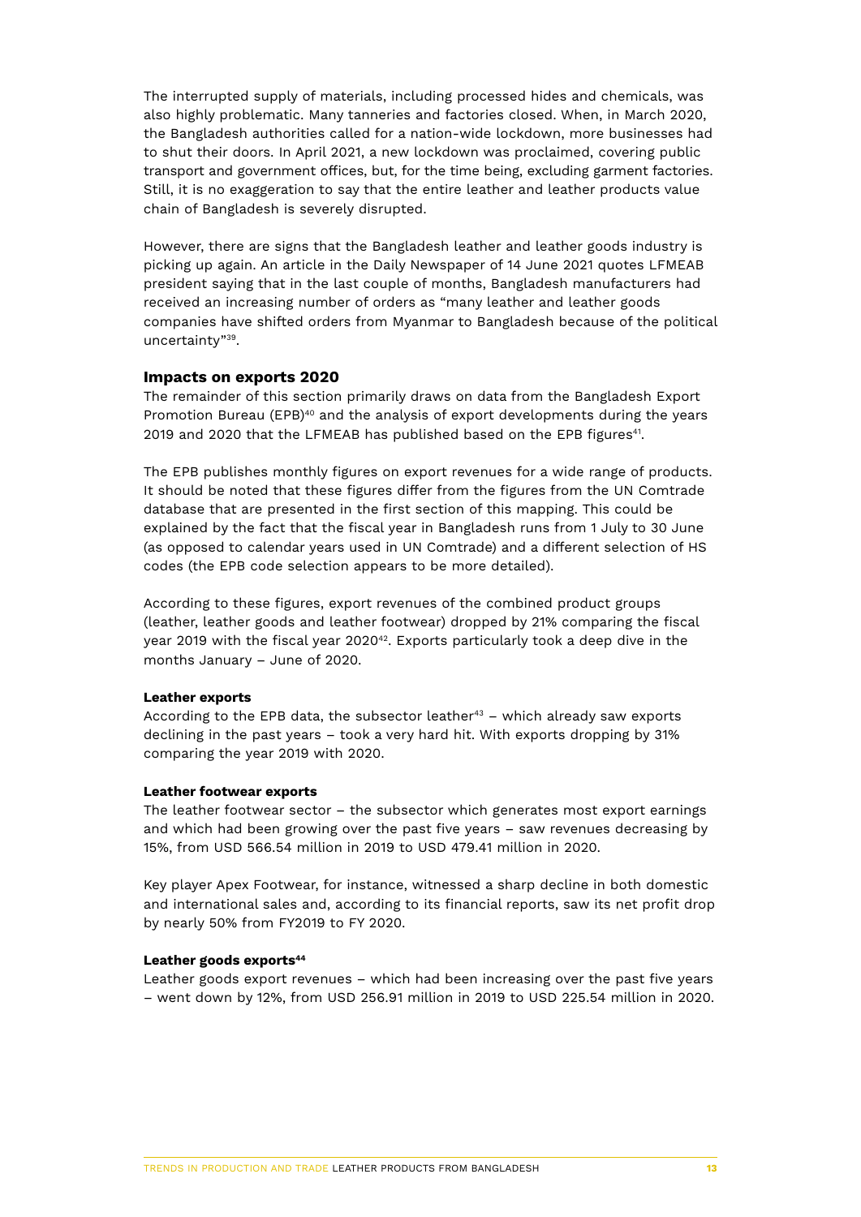The interrupted supply of materials, including processed hides and chemicals, was also highly problematic. Many tanneries and factories closed. When, in March 2020, the Bangladesh authorities called for a nation-wide lockdown, more businesses had to shut their doors. In April 2021, a new lockdown was proclaimed, covering public transport and government offices, but, for the time being, excluding garment factories. Still, it is no exaggeration to say that the entire leather and leather products value chain of Bangladesh is severely disrupted.

However, there are signs that the Bangladesh leather and leather goods industry is picking up again. An article in the Daily Newspaper of 14 June 2021 quotes LFMEAB president saying that in the last couple of months, Bangladesh manufacturers had received an increasing number of orders as "many leather and leather goods companies have shifted orders from Myanmar to Bangladesh because of the political uncertainty"[39].

### Impacts on exports 2020

The remainder of this section primarily draws on data from the Bangladesh Export Promotion Bureau (EPB)[40] and the analysis of export developments during the years 2019 and 2020 that the LFMEAB has published based on the EPB figures[41].

The EPB publishes monthly figures on export revenues for a wide range of products. It should be noted that these figures differ from the figures from the UN Comtrade database that are presented in the first section of this mapping. This could be explained by the fact that the fiscal year in Bangladesh runs from 1 July to 30 June (as opposed to calendar years used in UN Comtrade) and a different selection of HS codes (the EPB code selection appears to be more detailed).

According to these figures, export revenues of the combined product groups (leather, leather goods and leather footwear) dropped by 21% comparing the fiscal year 2019 with the fiscal year 2020[42]. Exports particularly took a deep dive in the months January – June of 2020.

#### Leather exports

According to the EPB data, the subsector leather[43] – which already saw exports declining in the past years – took a very hard hit. With exports dropping by 31% comparing the year 2019 with 2020.

#### Leather footwear exports

The leather footwear sector – the subsector which generates most export earnings and which had been growing over the past five years – saw revenues decreasing by 15%, from USD 566.54 million in 2019 to USD 479.41 million in 2020.

Key player Apex Footwear, for instance, witnessed a sharp decline in both domestic and international sales and, according to its financial reports, saw its net profit drop by nearly 50% from FY2019 to FY 2020.

#### Leather goods exports[44]

Leather goods export revenues – which had been increasing over the past five years – went down by 12%, from USD 256.91 million in 2019 to USD 225.54 million in 2020.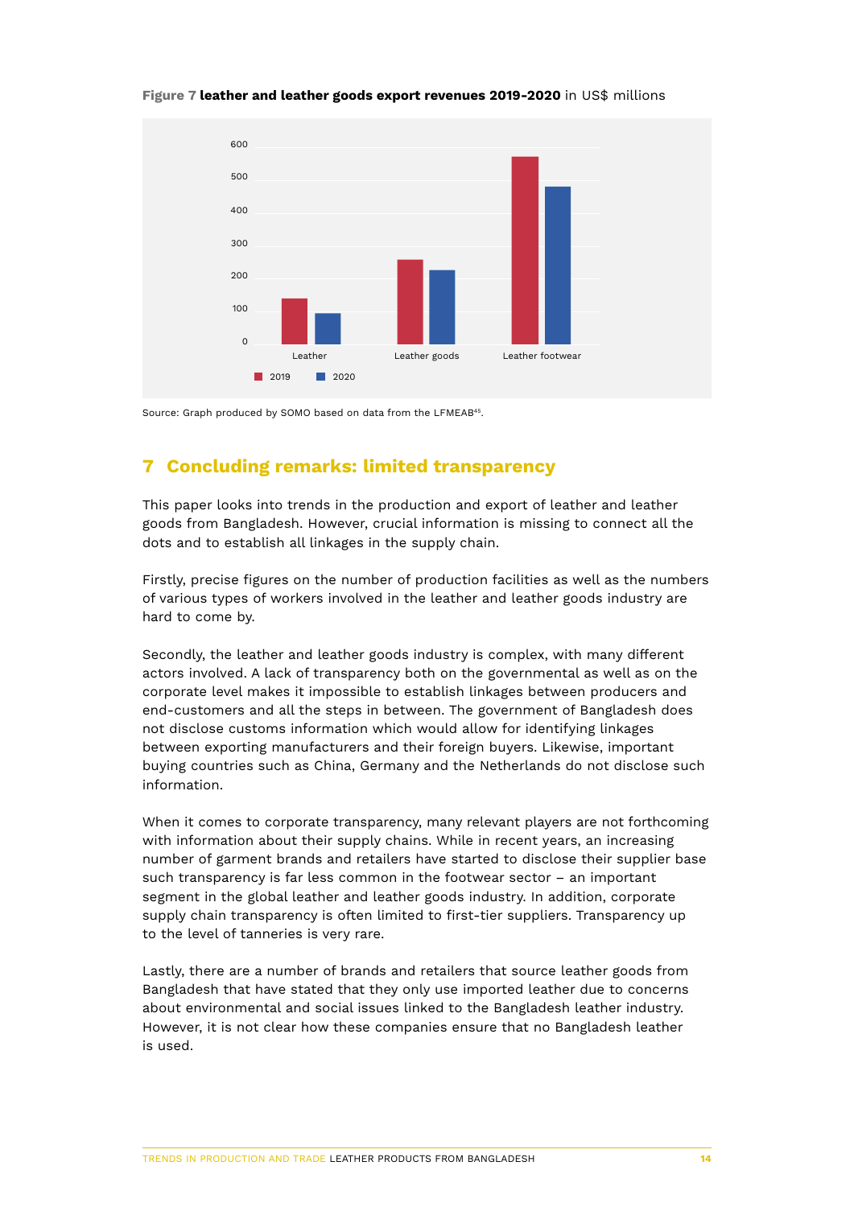**Figure 7 leather and leather goods export revenues 2019-2020** in US$ millions

Source: Graph produced by SOMO based on data from the LFMEAB[45].

## 7 Concluding remarks: limited transparency

This paper looks into trends in the production and export of leather and leather goods from Bangladesh. However, crucial information is missing to connect all the dots and to establish all linkages in the supply chain.

Firstly, precise figures on the number of production facilities as well as the numbers of various types of workers involved in the leather and leather goods industry are hard to come by.

Secondly, the leather and leather goods industry is complex, with many different actors involved. A lack of transparency both on the governmental as well as on the corporate level makes it impossible to establish linkages between producers and end-customers and all the steps in between. The government of Bangladesh does not disclose customs information which would allow for identifying linkages between exporting manufacturers and their foreign buyers. Likewise, important buying countries such as China, Germany and the Netherlands do not disclose such information.

When it comes to corporate transparency, many relevant players are not forthcoming with information about their supply chains. While in recent years, an increasing number of garment brands and retailers have started to disclose their supplier base such transparency is far less common in the footwear sector – an important segment in the global leather and leather goods industry. In addition, corporate supply chain transparency is often limited to first-tier suppliers. Transparency up to the level of tanneries is very rare.

Lastly, there are a number of brands and retailers that source leather goods from Bangladesh that have stated that they only use imported leather due to concerns about environmental and social issues linked to the Bangladesh leather industry. However, it is not clear how these companies ensure that no Bangladesh leather is used.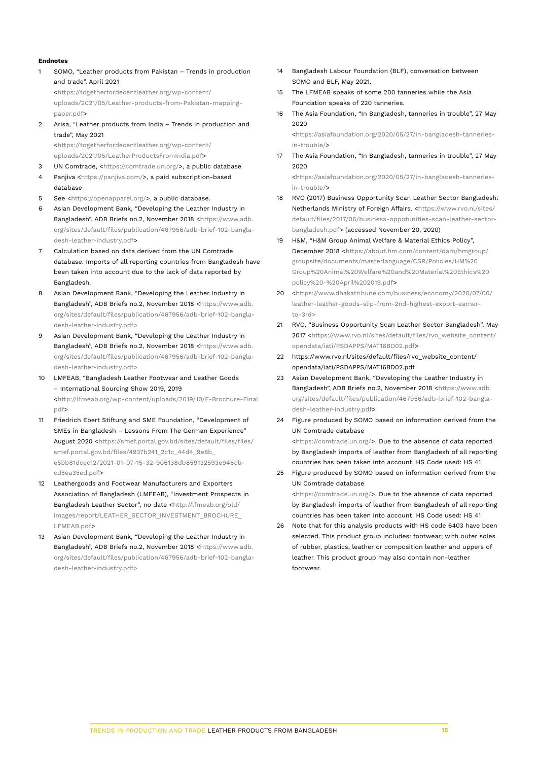**Endnotes**

1. SOMO, "Leather products from Pakistan – Trends in production and trade", April 2021 <https://togetherfordecentleather.org/wp-content/uploads/2021/05/Leather-products-from-Pakistan-mapping-paper.pdf>
2. Arisa, "Leather products from India – Trends in production and trade", May 2021 <https://togetherfordecentleather.org/wp-content/uploads/2021/05/LeatherProductsFromIndia.pdf>
3. UN Comtrade, <https://comtrade.un.org/>, a public database
4. Panjiva <https://panjiva.com/>, a paid subscription-based database
5. See <https://openapparel.org/>, a public database.
6. Asian Development Bank, "Developing the Leather Industry in Bangladesh", ADB Briefs no.2, November 2018 <https://www.adb.org/sites/default/files/publication/467956/adb-brief-102-bangladesh-leather-industry.pdf>
7. Calculation based on data derived from the UN Comtrade database. Imports of all reporting countries from Bangladesh have been taken into account due to the lack of data reported by Bangladesh.
8. Asian Development Bank, "Developing the Leather Industry in Bangladesh", ADB Briefs no.2, November 2018 <https://www.adb.org/sites/default/files/publication/467956/adb-brief-102-bangladesh-leather-industry.pdf>
9. Asian Development Bank, "Developing the Leather Industry in Bangladesh", ADB Briefs no.2, November 2018 <https://www.adb.org/sites/default/files/publication/467956/adb-brief-102-bangladesh-leather-industry.pdf>
10. LMFEAB, "Bangladesh Leather Footwear and Leather Goods – International Sourcing Show 2019, 2019 <http://lfmeab.org/wp-content/uploads/2019/10/E-Brochure-Final.pdf>
11. Friedrich Ebert Stiftung and SME Foundation, "Development of SMEs in Bangladesh – Lessons From The German Experience" August 2020 <https://smef.portal.gov.bd/sites/default/files/files/smef.portal.gov.bd/files/4937b241_2c1c_44d4_9e8b_e5bb81dcec12/2021-01-07-15-32-906138db859132593e946cb-cd5ea35ed.pdf>
12. Leathergoods and Footwear Manufacturers and Exporters Association of Bangladesh (LMFEAB), "Investment Prospects in Bangladesh Leather Sector", no date <http://lfmeab.org/old/images/report/LEATHER_SECTOR_INVESTMENT_BROCHURE_LFMEAB.pdf>
13. Asian Development Bank, "Developing the Leather Industry in Bangladesh", ADB Briefs no.2, November 2018 <https://www.adb.org/sites/default/files/publication/467956/adb-brief-102-bangladesh-leather-industry.pdf>
14. Bangladesh Labour Foundation (BLF), conversation between SOMO and BLF, May 2021.
15. The LFMEAB speaks of some 200 tanneries while the Asia Foundation speaks of 220 tanneries.
16. The Asia Foundation, "In Bangladesh, tanneries in trouble", 27 May 2020 <https://asiafoundation.org/2020/05/27/in-bangladesh-tanneries-in-trouble/>
17. The Asia Foundation, "In Bangladesh, tanneries in trouble", 27 May 2020 <https://asiafoundation.org/2020/05/27/in-bangladesh-tanneries-in-trouble/>
18. RVO (2017) Business Opportunity Scan Leather Sector Bangladesh: Netherlands Ministry of Foreign Affairs. <https://www.rvo.nl/sites/default/files/2017/06/business-oppotunities-scan-leather-sector-bangladesh.pdf> (accessed November 20, 2020)
19. H&M, "H&M Group Animal Welfare & Material Ethics Policy", December 2018 <https://about.hm.com/content/dam/hmgroup/groupsite/documents/masterlanguage/CSR/Policies/HM%20Group%20Animal%20Welfare%20and%20Material%20Ethics%20policy%20-%20April%202019.pdf>
20. <https://www.dhakatribune.com/business/economy/2020/07/06/leather-leather-goods-slip-from-2nd-highest-export-earner-to-3rd>
21. RVO, "Business Opportunity Scan Leather Sector Bangladesh", May 2017 <https://www.rvo.nl/sites/default/files/rvo_website_content/opendata/iati/PSDAPPS/MAT16BD02.pdf>
22. https://www.rvo.nl/sites/default/files/rvo_website_content/opendata/iati/PSDAPPS/MAT16BD02.pdf
23. Asian Development Bank, "Developing the Leather Industry in Bangladesh", ADB Briefs no.2, November 2018 <https://www.adb.org/sites/default/files/publication/467956/adb-brief-102-bangladesh-leather-industry.pdf>
24. Figure produced by SOMO based on information derived from the UN Comtrade database <https://comtrade.un.org/>. Due to the absence of data reported by Bangladesh imports of leather from Bangladesh of all reporting countries has been taken into account. HS Code used: HS 41
25. Figure produced by SOMO based on information derived from the UN Comtrade database <https://comtrade.un.org/>. Due to the absence of data reported by Bangladesh imports of leather from Bangladesh of all reporting countries has been taken into account. HS Code used: HS 41
26. Note that for this analysis products with HS code 6403 have been selected. This product group includes: footwear; with outer soles of rubber, plastics, leather or composition leather and uppers of leather. This product group may also contain non-leather footwear.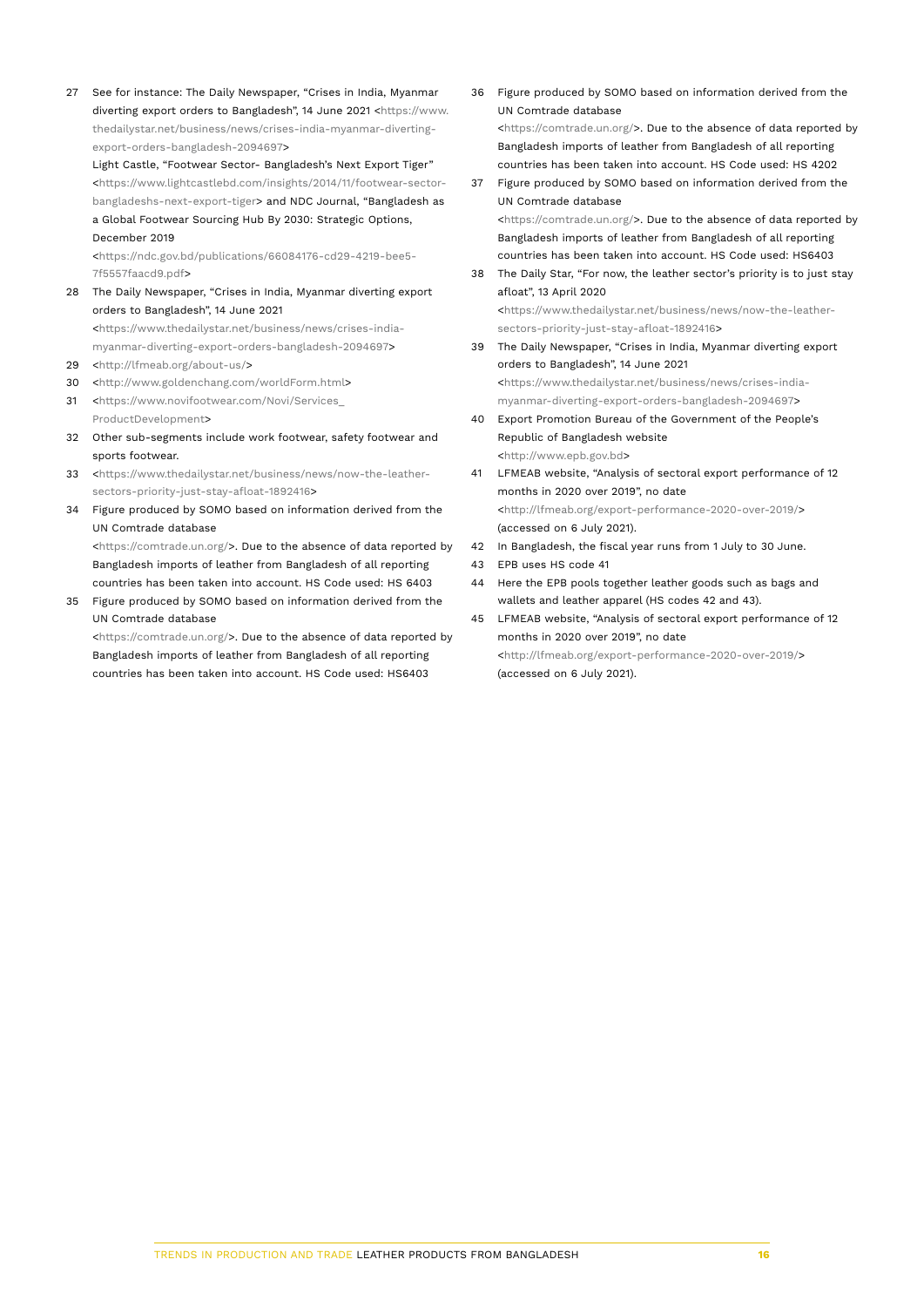27 See for instance: The Daily Newspaper, "Crises in India, Myanmar diverting export orders to Bangladesh", 14 June 2021 <https://www.thedailystar.net/business/news/crises-india-myanmar-diverting-export-orders-bangladesh-2094697>
Light Castle, "Footwear Sector- Bangladesh's Next Export Tiger" <https://www.lightcastlebd.com/insights/2014/11/footwear-sector-bangladeshs-next-export-tiger> and NDC Journal, "Bangladesh as a Global Footwear Sourcing Hub By 2030: Strategic Options, December 2019
<https://ndc.gov.bd/publications/66084176-cd29-4219-bee5-7f5557faacd9.pdf>

28 The Daily Newspaper, "Crises in India, Myanmar diverting export orders to Bangladesh", 14 June 2021
<https://www.thedailystar.net/business/news/crises-india-myanmar-diverting-export-orders-bangladesh-2094697>

29 <http://lfmeab.org/about-us/>

30 <http://www.goldenchang.com/worldForm.html>

31 <https://www.novifootwear.com/Novi/Services_ProductDevelopment>

32 Other sub-segments include work footwear, safety footwear and sports footwear.

33 <https://www.thedailystar.net/business/news/now-the-leather-sectors-priority-just-stay-afloat-1892416>

34 Figure produced by SOMO based on information derived from the UN Comtrade database
<https://comtrade.un.org/>. Due to the absence of data reported by Bangladesh imports of leather from Bangladesh of all reporting countries has been taken into account. HS Code used: HS 6403

35 Figure produced by SOMO based on information derived from the UN Comtrade database
<https://comtrade.un.org/>. Due to the absence of data reported by Bangladesh imports of leather from Bangladesh of all reporting countries has been taken into account. HS Code used: HS6403

36 Figure produced by SOMO based on information derived from the UN Comtrade database
<https://comtrade.un.org/>. Due to the absence of data reported by Bangladesh imports of leather from Bangladesh of all reporting countries has been taken into account. HS Code used: HS 4202

37 Figure produced by SOMO based on information derived from the UN Comtrade database
<https://comtrade.un.org/>. Due to the absence of data reported by Bangladesh imports of leather from Bangladesh of all reporting countries has been taken into account. HS Code used: HS6403

38 The Daily Star, "For now, the leather sector's priority is to just stay afloat", 13 April 2020
<https://www.thedailystar.net/business/news/now-the-leather-sectors-priority-just-stay-afloat-1892416>

39 The Daily Newspaper, "Crises in India, Myanmar diverting export orders to Bangladesh", 14 June 2021
<https://www.thedailystar.net/business/news/crises-india-myanmar-diverting-export-orders-bangladesh-2094697>

40 Export Promotion Bureau of the Government of the People's Republic of Bangladesh website
<http://www.epb.gov.bd>

41 LFMEAB website, "Analysis of sectoral export performance of 12 months in 2020 over 2019", no date
<http://lfmeab.org/export-performance-2020-over-2019/> (accessed on 6 July 2021).

42 In Bangladesh, the fiscal year runs from 1 July to 30 June.

43 EPB uses HS code 41

44 Here the EPB pools together leather goods such as bags and wallets and leather apparel (HS codes 42 and 43).

45 LFMEAB website, "Analysis of sectoral export performance of 12 months in 2020 over 2019", no date
<http://lfmeab.org/export-performance-2020-over-2019/> (accessed on 6 July 2021).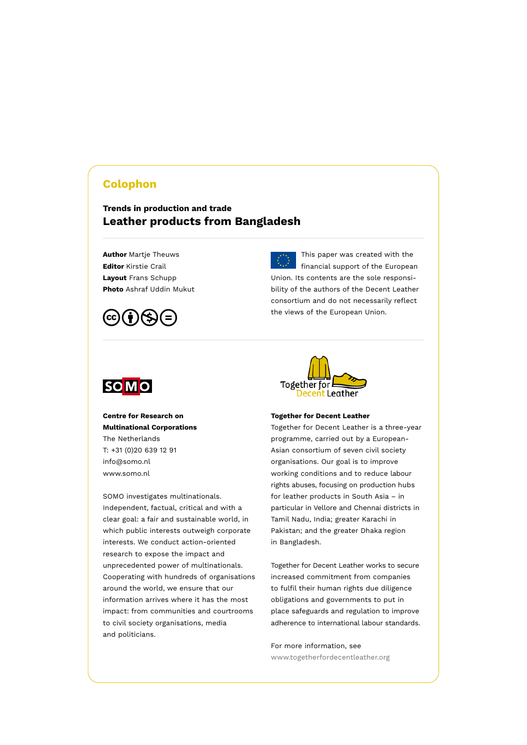## Colophon

**Trends in production and trade**
### Leather products from Bangladesh

**Author** Martje Theuws
**Editor** Kirstie Crail
**Layout** Frans Schupp
**Photo** Ashraf Uddin Mukut

This paper was created with the financial support of the European Union. Its contents are the sole responsibility of the authors of the Decent Leather consortium and do not necessarily reflect the views of the European Union.

**Centre for Research on Multinational Corporations**
The Netherlands
T: +31 (0)20 639 12 91
info@somo.nl
www.somo.nl

SOMO investigates multinationals. Independent, factual, critical and with a clear goal: a fair and sustainable world, in which public interests outweigh corporate interests. We conduct action-oriented research to expose the impact and unprecedented power of multinationals. Cooperating with hundreds of organisations around the world, we ensure that our information arrives where it has the most impact: from communities and courtrooms to civil society organisations, media and politicians.

**Together for Decent Leather**
Together for Decent Leather is a three-year programme, carried out by a European-Asian consortium of seven civil society organisations. Our goal is to improve working conditions and to reduce labour rights abuses, focusing on production hubs for leather products in South Asia – in particular in Vellore and Chennai districts in Tamil Nadu, India; greater Karachi in Pakistan; and the greater Dhaka region in Bangladesh.

Together for Decent Leather works to secure increased commitment from companies to fulfil their human rights due diligence obligations and governments to put in place safeguards and regulation to improve adherence to international labour standards.

For more information, see
www.togetherfordecentleather.org